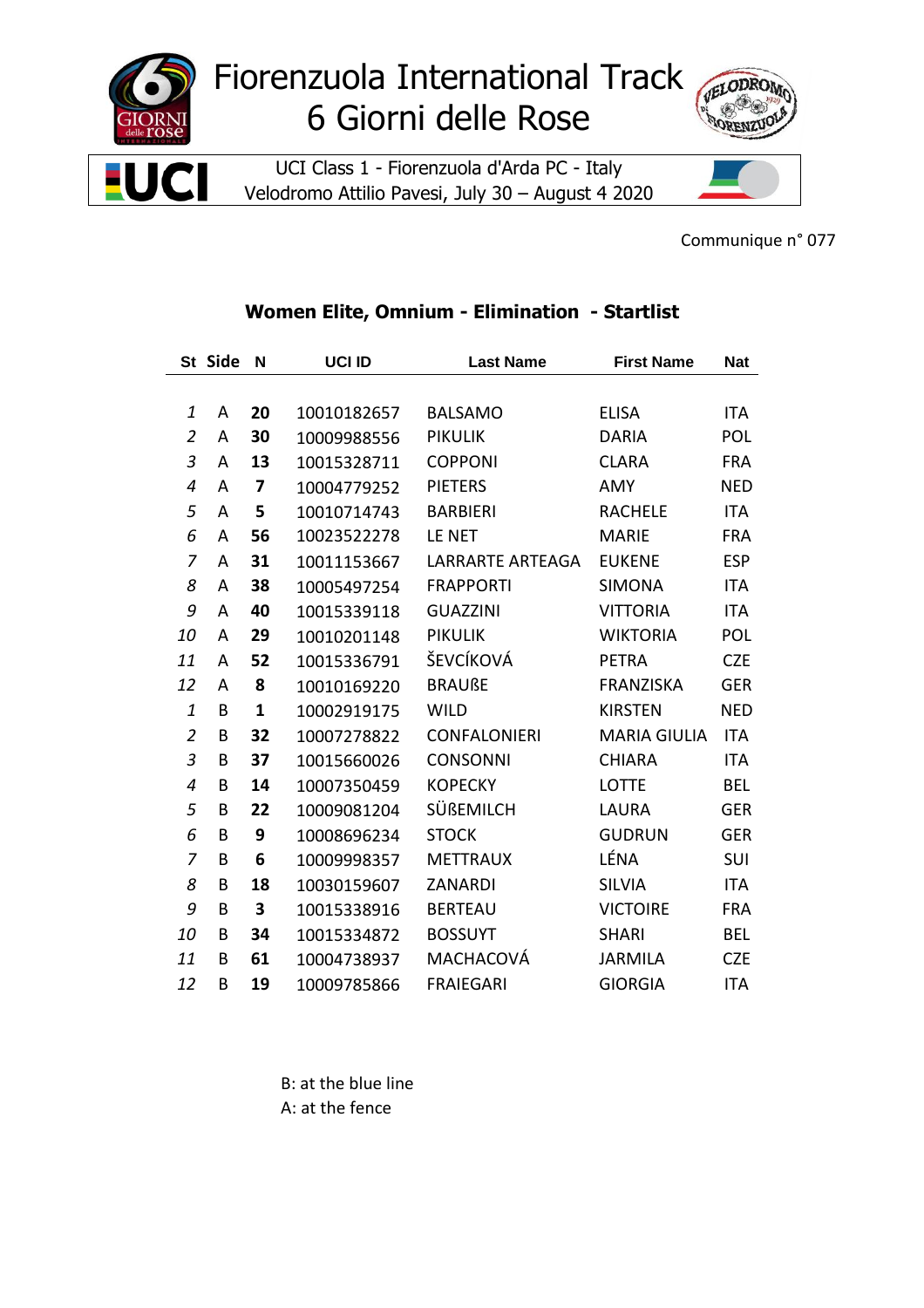# Fiorenzuola International Track 6 Giorni delle Rose

UCI Class 1 - Fiorenzuola d'Arda PC - Italy
Velodromo Attilio Pavesi, July 30 – August 4 2020

Communique n° 077

## Women Elite, Omnium - Elimination - Startlist

| St | Side | N | UCI ID | Last Name | First Name | Nat |
|---|---|---|---|---|---|---|
| *1* | A | **20** | 10010182657 | BALSAMO | ELISA | ITA |
| *2* | A | **30** | 10009988556 | PIKULIK | DARIA | POL |
| *3* | A | **13** | 10015328711 | COPPONI | CLARA | FRA |
| *4* | A | **7** | 10004779252 | PIETERS | AMY | NED |
| *5* | A | **5** | 10010714743 | BARBIERI | RACHELE | ITA |
| *6* | A | **56** | 10023522278 | LE NET | MARIE | FRA |
| *7* | A | **31** | 10011153667 | LARRARTE ARTEAGA | EUKENE | ESP |
| *8* | A | **38** | 10005497254 | FRAPPORTI | SIMONA | ITA |
| *9* | A | **40** | 10015339118 | GUAZZINI | VITTORIA | ITA |
| *10* | A | **29** | 10010201148 | PIKULIK | WIKTORIA | POL |
| *11* | A | **52** | 10015336791 | ŠEVCÍKOVÁ | PETRA | CZE |
| *12* | A | **8** | 10010169220 | BRAUßE | FRANZISKA | GER |
| *1* | B | **1** | 10002919175 | WILD | KIRSTEN | NED |
| *2* | B | **32** | 10007278822 | CONFALONIERI | MARIA GIULIA | ITA |
| *3* | B | **37** | 10015660026 | CONSONNI | CHIARA | ITA |
| *4* | B | **14** | 10007350459 | KOPECKY | LOTTE | BEL |
| *5* | B | **22** | 10009081204 | SÜßEMILCH | LAURA | GER |
| *6* | B | **9** | 10008696234 | STOCK | GUDRUN | GER |
| *7* | B | **6** | 10009998357 | METTRAUX | LÉNA | SUI |
| *8* | B | **18** | 10030159607 | ZANARDI | SILVIA | ITA |
| *9* | B | **3** | 10015338916 | BERTEAU | VICTOIRE | FRA |
| *10* | B | **34** | 10015334872 | BOSSUYT | SHARI | BEL |
| *11* | B | **61** | 10004738937 | MACHACOVÁ | JARMILA | CZE |
| *12* | B | **19** | 10009785866 | FRAIEGARI | GIORGIA | ITA |

B: at the blue line
A: at the fence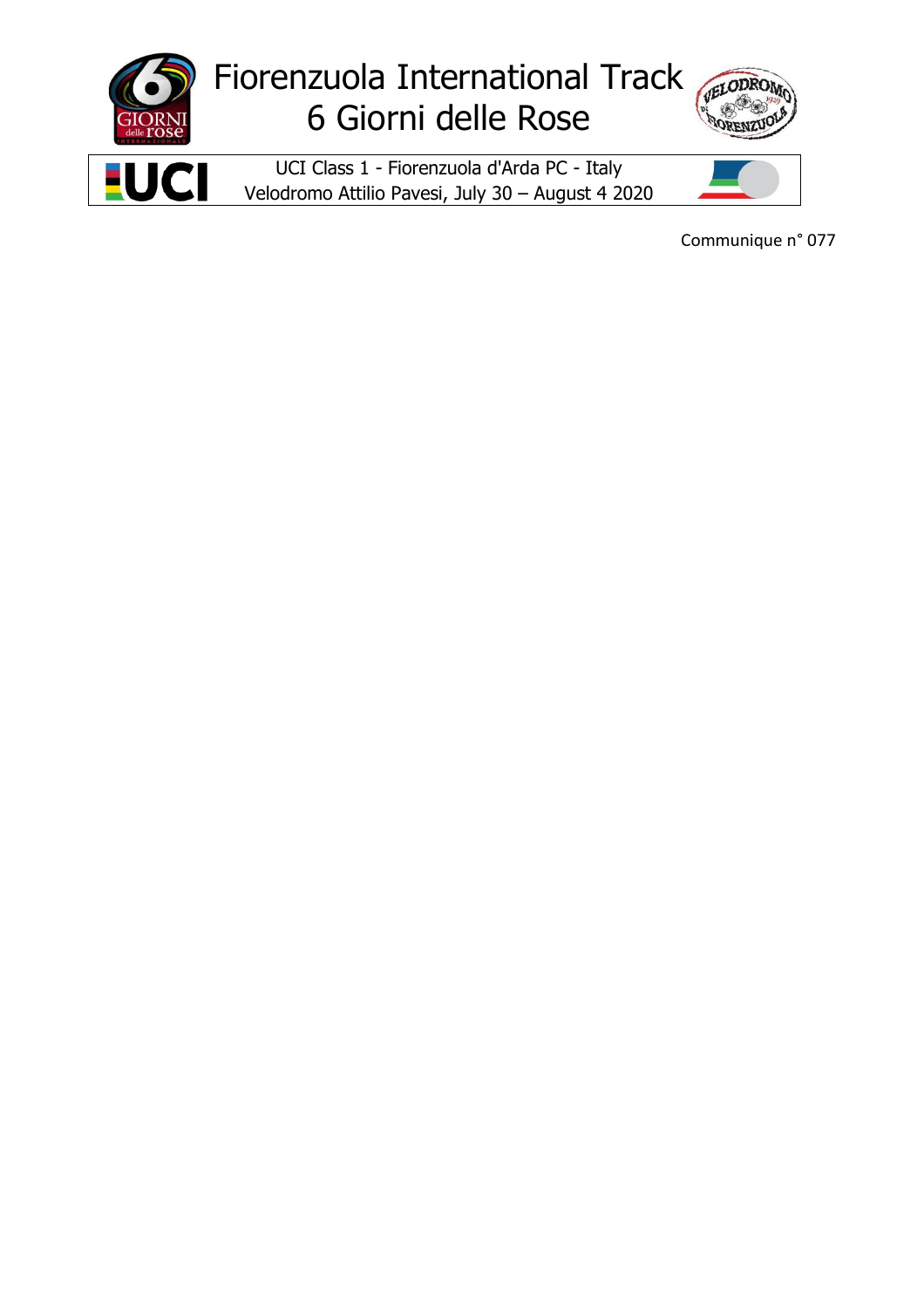# Fiorenzuola International Track
# 6 Giorni delle Rose

UCI Class 1 - Fiorenzuola d'Arda PC - Italy
Velodromo Attilio Pavesi, July 30 – August 4 2020

Communique n° 077